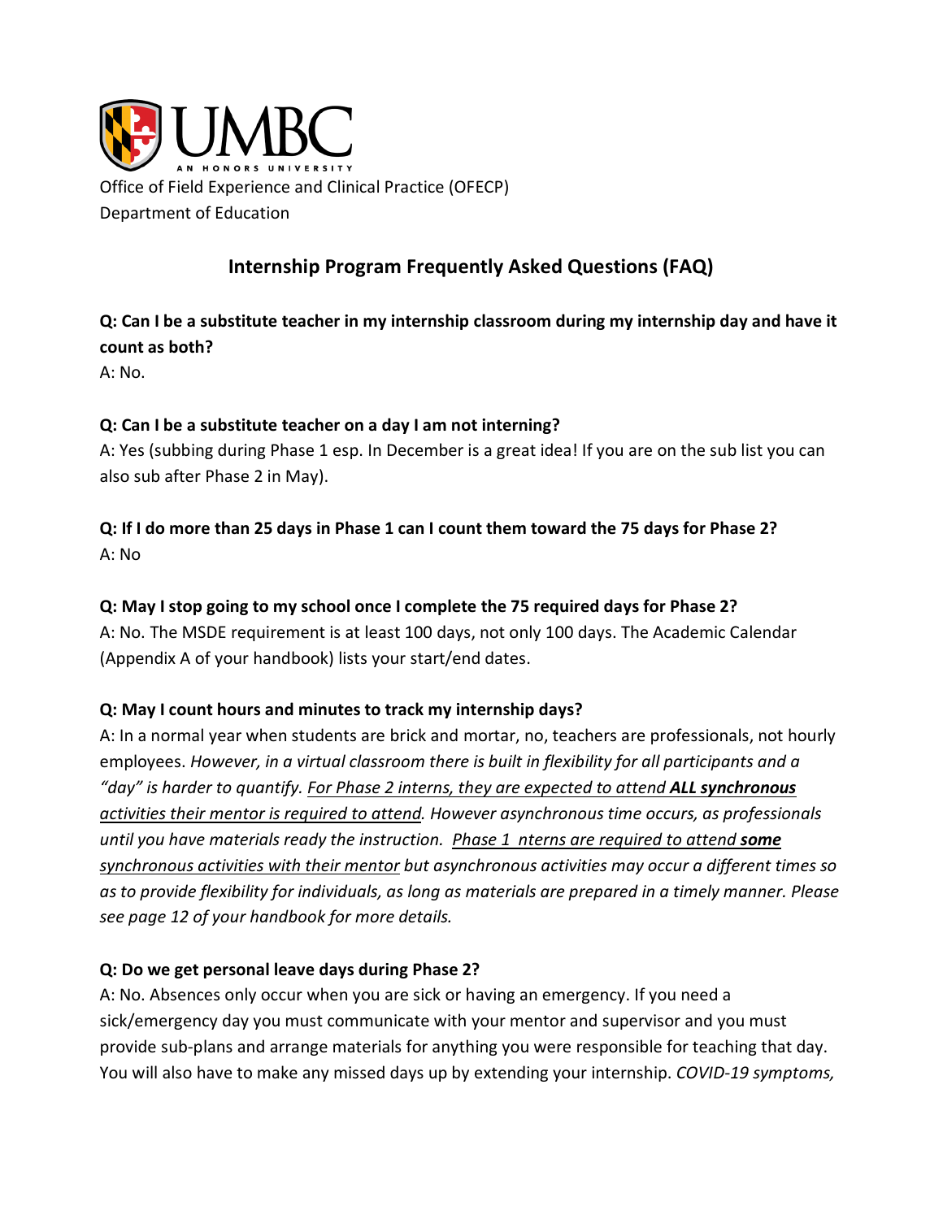UMBC

AN HONORS UNIVERSITY

Office of Field Experience and Clinical Practice (OFECP)
Department of Education

# Internship Program Frequently Asked Questions (FAQ)

**Q: Can I be a substitute teacher in my internship classroom during my internship day and have it count as both?**
A: No.

**Q: Can I be a substitute teacher on a day I am not interning?**
A: Yes (subbing during Phase 1 esp. In December is a great idea! If you are on the sub list you can also sub after Phase 2 in May).

**Q: If I do more than 25 days in Phase 1 can I count them toward the 75 days for Phase 2?**
A: No

**Q: May I stop going to my school once I complete the 75 required days for Phase 2?**
A: No. The MSDE requirement is at least 100 days, not only 100 days. The Academic Calendar (Appendix A of your handbook) lists your start/end dates.

**Q: May I count hours and minutes to track my internship days?**
A: In a normal year when students are brick and mortar, no, teachers are professionals, not hourly employees. *However, in a virtual classroom there is built in flexibility for all participants and a "day" is harder to quantify. <u>For Phase 2 interns, they are expected to attend **ALL synchronous** activities their mentor is required to attend</u>. However asynchronous time occurs, as professionals until you have materials ready the instruction. <u>Phase 1 nterns are required to attend **some** synchronous activities with their mentor</u> but asynchronous activities may occur a different times so as to provide flexibility for individuals, as long as materials are prepared in a timely manner. Please see page 12 of your handbook for more details.*

**Q: Do we get personal leave days during Phase 2?**
A: No. Absences only occur when you are sick or having an emergency. If you need a sick/emergency day you must communicate with your mentor and supervisor and you must provide sub-plans and arrange materials for anything you were responsible for teaching that day. You will also have to make any missed days up by extending your internship. *COVID-19 symptoms,*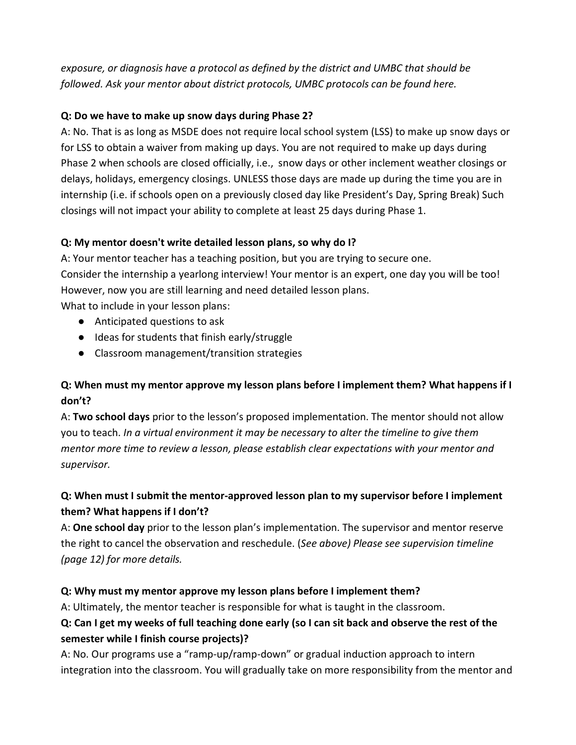*exposure, or diagnosis have a protocol as defined by the district and UMBC that should be followed. Ask your mentor about district protocols, UMBC protocols can be found here.*

**Q: Do we have to make up snow days during Phase 2?**

A: No. That is as long as MSDE does not require local school system (LSS) to make up snow days or for LSS to obtain a waiver from making up days. You are not required to make up days during Phase 2 when schools are closed officially, i.e., snow days or other inclement weather closings or delays, holidays, emergency closings. UNLESS those days are made up during the time you are in internship (i.e. if schools open on a previously closed day like President's Day, Spring Break) Such closings will not impact your ability to complete at least 25 days during Phase 1.

**Q: My mentor doesn't write detailed lesson plans, so why do I?**

A: Your mentor teacher has a teaching position, but you are trying to secure one.
Consider the internship a yearlong interview! Your mentor is an expert, one day you will be too! However, now you are still learning and need detailed lesson plans.
What to include in your lesson plans:

- Anticipated questions to ask
- Ideas for students that finish early/struggle
- Classroom management/transition strategies

**Q: When must my mentor approve my lesson plans before I implement them? What happens if I don't?**

A: **Two school days** prior to the lesson's proposed implementation. The mentor should not allow you to teach. *In a virtual environment it may be necessary to alter the timeline to give them mentor more time to review a lesson, please establish clear expectations with your mentor and supervisor.*

**Q: When must I submit the mentor-approved lesson plan to my supervisor before I implement them? What happens if I don't?**

A: **One school day** prior to the lesson plan's implementation. The supervisor and mentor reserve the right to cancel the observation and reschedule. (*See above) Please see supervision timeline (page 12) for more details.*

**Q: Why must my mentor approve my lesson plans before I implement them?**

A: Ultimately, the mentor teacher is responsible for what is taught in the classroom.

**Q: Can I get my weeks of full teaching done early (so I can sit back and observe the rest of the semester while I finish course projects)?**

A: No. Our programs use a "ramp-up/ramp-down" or gradual induction approach to intern integration into the classroom. You will gradually take on more responsibility from the mentor and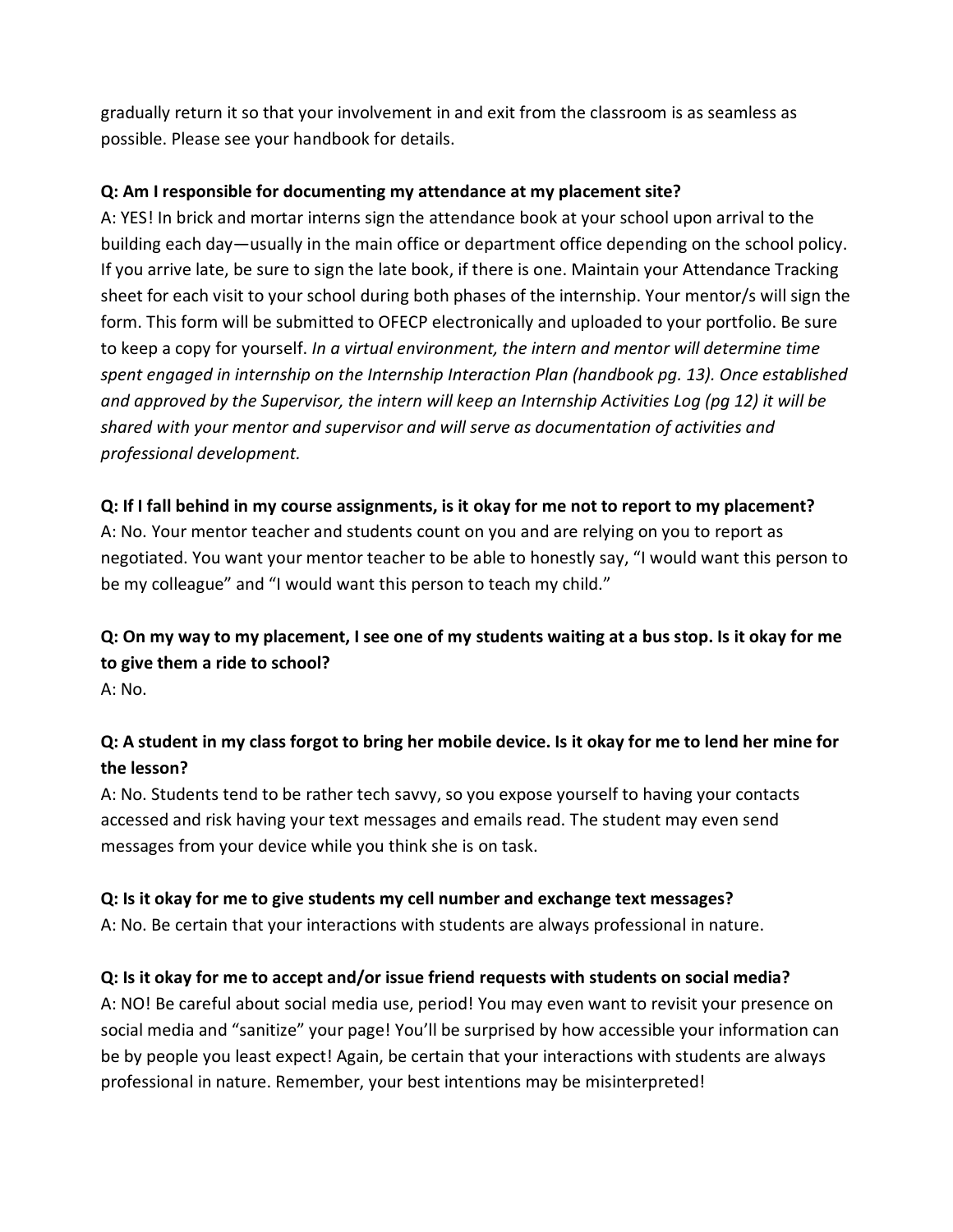gradually return it so that your involvement in and exit from the classroom is as seamless as possible. Please see your handbook for details.

**Q: Am I responsible for documenting my attendance at my placement site?**

A: YES! In brick and mortar interns sign the attendance book at your school upon arrival to the building each day—usually in the main office or department office depending on the school policy. If you arrive late, be sure to sign the late book, if there is one. Maintain your Attendance Tracking sheet for each visit to your school during both phases of the internship. Your mentor/s will sign the form. This form will be submitted to OFECP electronically and uploaded to your portfolio. Be sure to keep a copy for yourself. *In a virtual environment, the intern and mentor will determine time spent engaged in internship on the Internship Interaction Plan (handbook pg. 13). Once established and approved by the Supervisor, the intern will keep an Internship Activities Log (pg 12) it will be shared with your mentor and supervisor and will serve as documentation of activities and professional development.*

**Q: If I fall behind in my course assignments, is it okay for me not to report to my placement?**

A: No. Your mentor teacher and students count on you and are relying on you to report as negotiated. You want your mentor teacher to be able to honestly say, "I would want this person to be my colleague" and "I would want this person to teach my child."

**Q: On my way to my placement, I see one of my students waiting at a bus stop. Is it okay for me to give them a ride to school?**

A: No.

**Q: A student in my class forgot to bring her mobile device. Is it okay for me to lend her mine for the lesson?**

A: No. Students tend to be rather tech savvy, so you expose yourself to having your contacts accessed and risk having your text messages and emails read. The student may even send messages from your device while you think she is on task.

**Q: Is it okay for me to give students my cell number and exchange text messages?**

A: No. Be certain that your interactions with students are always professional in nature.

**Q: Is it okay for me to accept and/or issue friend requests with students on social media?**

A: NO! Be careful about social media use, period! You may even want to revisit your presence on social media and "sanitize" your page! You'll be surprised by how accessible your information can be by people you least expect! Again, be certain that your interactions with students are always professional in nature. Remember, your best intentions may be misinterpreted!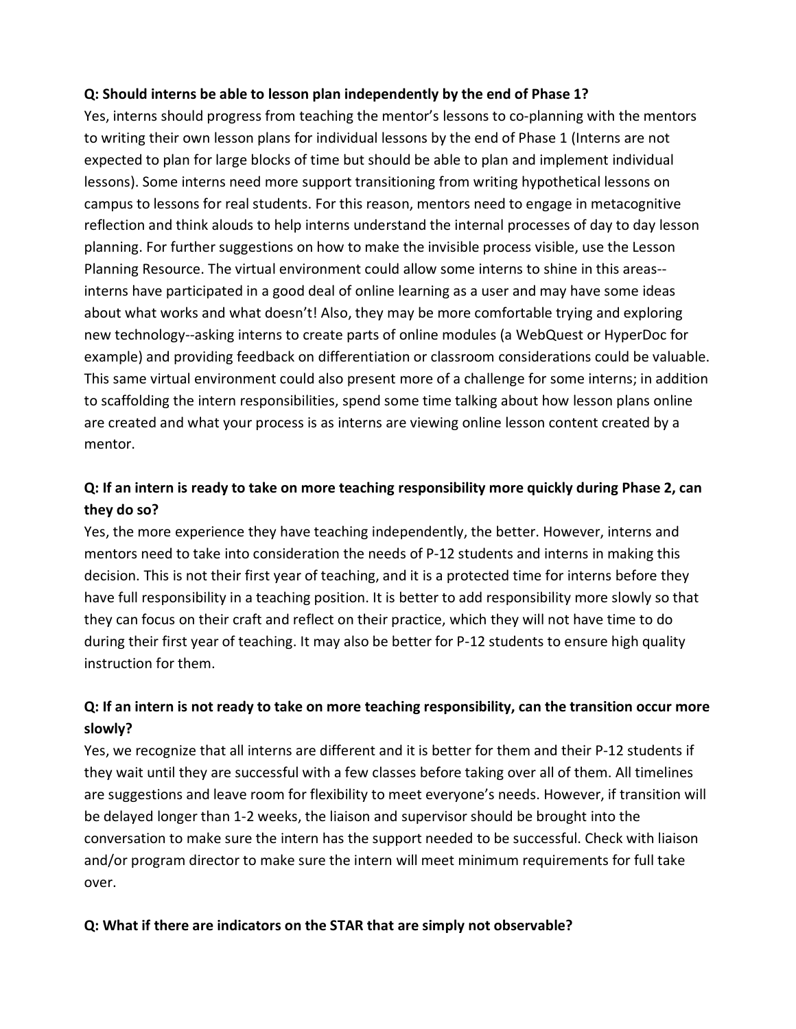**Q: Should interns be able to lesson plan independently by the end of Phase 1?**

Yes, interns should progress from teaching the mentor's lessons to co-planning with the mentors to writing their own lesson plans for individual lessons by the end of Phase 1 (Interns are not expected to plan for large blocks of time but should be able to plan and implement individual lessons). Some interns need more support transitioning from writing hypothetical lessons on campus to lessons for real students. For this reason, mentors need to engage in metacognitive reflection and think alouds to help interns understand the internal processes of day to day lesson planning. For further suggestions on how to make the invisible process visible, use the Lesson Planning Resource. The virtual environment could allow some interns to shine in this areas--interns have participated in a good deal of online learning as a user and may have some ideas about what works and what doesn't! Also, they may be more comfortable trying and exploring new technology--asking interns to create parts of online modules (a WebQuest or HyperDoc for example) and providing feedback on differentiation or classroom considerations could be valuable. This same virtual environment could also present more of a challenge for some interns; in addition to scaffolding the intern responsibilities, spend some time talking about how lesson plans online are created and what your process is as interns are viewing online lesson content created by a mentor.

**Q: If an intern is ready to take on more teaching responsibility more quickly during Phase 2, can they do so?**

Yes, the more experience they have teaching independently, the better. However, interns and mentors need to take into consideration the needs of P-12 students and interns in making this decision. This is not their first year of teaching, and it is a protected time for interns before they have full responsibility in a teaching position. It is better to add responsibility more slowly so that they can focus on their craft and reflect on their practice, which they will not have time to do during their first year of teaching. It may also be better for P-12 students to ensure high quality instruction for them.

**Q: If an intern is not ready to take on more teaching responsibility, can the transition occur more slowly?**

Yes, we recognize that all interns are different and it is better for them and their P-12 students if they wait until they are successful with a few classes before taking over all of them. All timelines are suggestions and leave room for flexibility to meet everyone's needs. However, if transition will be delayed longer than 1-2 weeks, the liaison and supervisor should be brought into the conversation to make sure the intern has the support needed to be successful. Check with liaison and/or program director to make sure the intern will meet minimum requirements for full take over.

**Q: What if there are indicators on the STAR that are simply not observable?**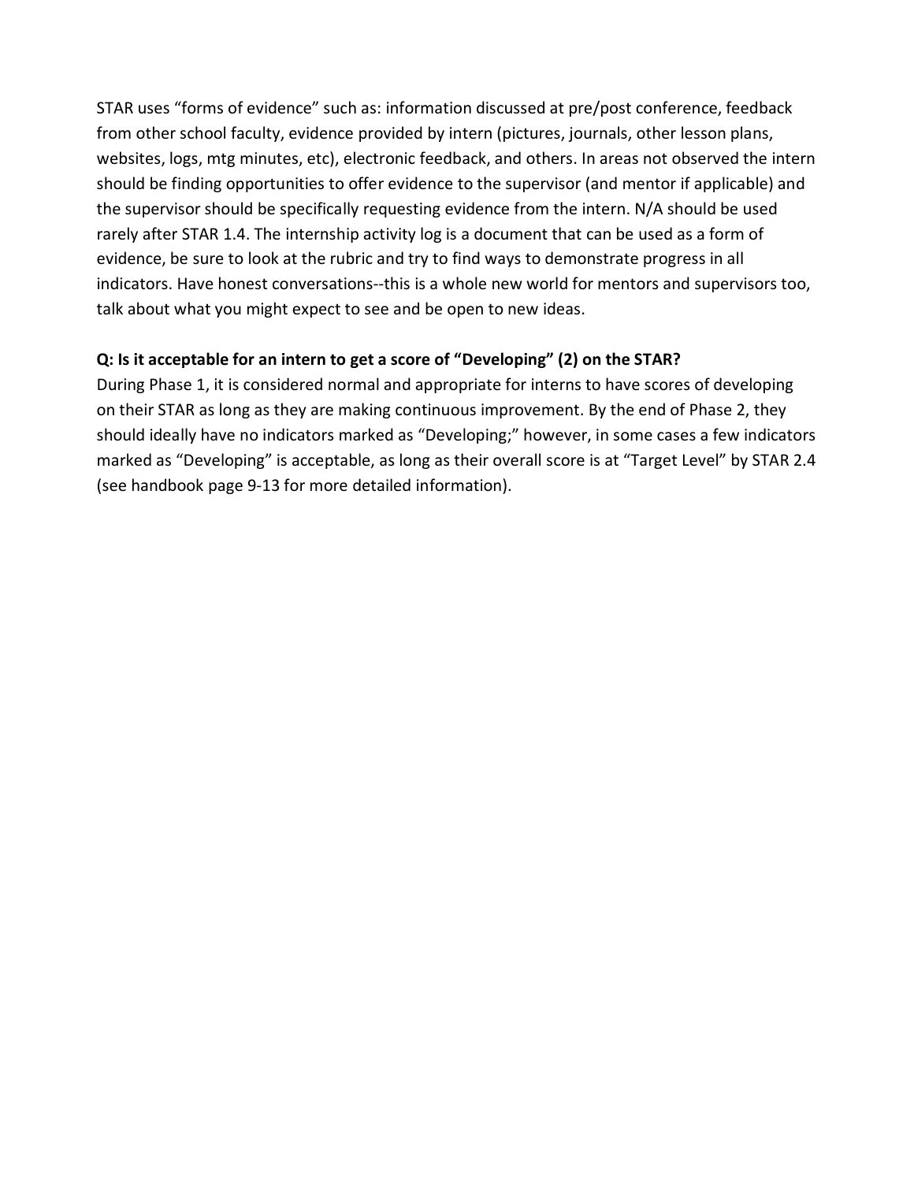STAR uses "forms of evidence" such as: information discussed at pre/post conference, feedback from other school faculty, evidence provided by intern (pictures, journals, other lesson plans, websites, logs, mtg minutes, etc), electronic feedback, and others. In areas not observed the intern should be finding opportunities to offer evidence to the supervisor (and mentor if applicable) and the supervisor should be specifically requesting evidence from the intern. N/A should be used rarely after STAR 1.4. The internship activity log is a document that can be used as a form of evidence, be sure to look at the rubric and try to find ways to demonstrate progress in all indicators. Have honest conversations--this is a whole new world for mentors and supervisors too, talk about what you might expect to see and be open to new ideas.

**Q: Is it acceptable for an intern to get a score of "Developing" (2) on the STAR?**

During Phase 1, it is considered normal and appropriate for interns to have scores of developing on their STAR as long as they are making continuous improvement. By the end of Phase 2, they should ideally have no indicators marked as "Developing;" however, in some cases a few indicators marked as "Developing" is acceptable, as long as their overall score is at "Target Level" by STAR 2.4 (see handbook page 9-13 for more detailed information).